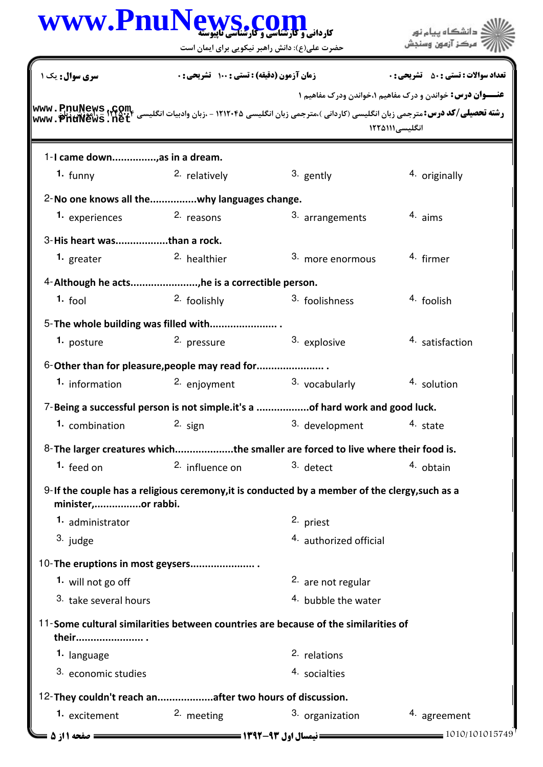کاردانی و کارشناسی و کارشناسی ناپیوسته

حضرت علی(ع): دانش راهبر نیکویی برای ایمان است

دانشگاه پیام نور
مرکز آزمون وسنجش

**تعداد سوالات : تستی : ۵۰ تشریحی : ۰** | **زمان آزمون (دقیقه) : تستی : ۱۰۰ تشریحی : ۰** | **سری سوال : یک ۱**

**عنـــوان درس:** خواندن و درک مفاهیم ۱،خواندن ودرک مفاهیم ۱

**رشته تحصیلی/کد درس:** مترجمی زبان انگلیسی (کاردانی )،مترجمی زبان انگلیسی ۱۲۱۲۰۴۵ - ،زبان وادبیات انگلیسی ۱۲۲۵۰۰۴ - ،آموزش زبان انگلیسی۱۲۲۵۱۱۱

1-I came down..............,as in a dream.

1. funny
2. relatively
3. gently
4. originally

2-No one knows all the...............why languages change.

1. experiences
2. reasons
3. arrangements
4. aims

3-His heart was.................than a rock.

1. greater
2. healthier
3. more enormous
4. firmer

4-Although he acts......................,he is a correctible person.

1. fool
2. foolishly
3. foolishness
4. foolish

5-The whole building was filled with...................... .

1. posture
2. pressure
3. explosive
4. satisfaction

6-Other than for pleasure,people may read for...................... .

1. information
2. enjoyment
3. vocabularly
4. solution

7-Being a successful person is not simple.it's a .................of hard work and good luck.

1. combination
2. sign
3. development
4. state

8-The larger creatures which...................the smaller are forced to live where their food is.

1. feed on
2. influence on
3. detect
4. obtain

9-If the couple has a religious ceremony,it is conducted by a member of the clergy,such as a minister,...............or rabbi.

1. administrator
2. priest
3. judge
4. authorized official

10-The eruptions in most geysers...................... .

1. will not go off
2. are not regular
3. take several hours
4. bubble the water

11-Some cultural similarities between countries are because of the similarities of their...................... .

1. language
2. relations
3. economic studies
4. socialties

12-They couldn't reach an..................after two hours of discussion.

1. excitement
2. meeting
3. organization
4. agreement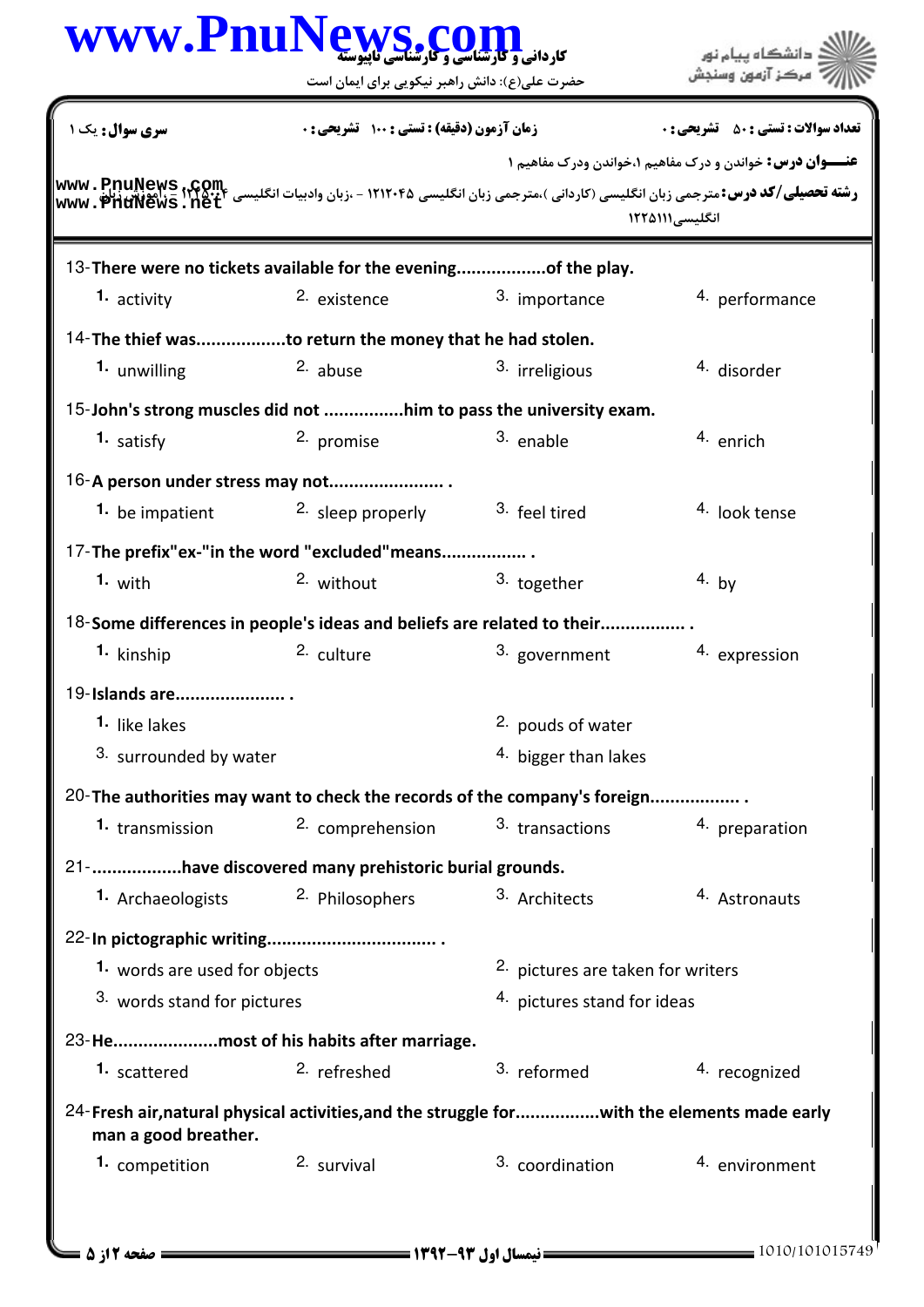**سری سوال:** یک ۱ | **زمان آزمون (دقیقه) : تستی : ۱۰۰ تشریحی : ۰** | **تعداد سوالات : تستی : ۵۰ تشریحی : ۰**

**عنـــوان درس:** خواندن و درک مفاهیم ۱،خواندن ودرک مفاهیم ۱

**رشته تحصیلی/کد درس:** مترجمی زبان انگلیسی (کاردانی )،مترجمی زبان انگلیسی ۱۲۱۲۰۴۵ - ،زبان وادبیات انگلیسی ۱۲۲۵۰۰۴ - ،آموزش زبان انگلیسی۱۲۲۵۱۱۱

13-There were no tickets available for the evening..................of the play.

1. activity
2. existence
3. importance
4. performance

14-The thief was..................to return the money that he had stolen.

1. unwilling
2. abuse
3. irreligious
4. disorder

15-John's strong muscles did not ................him to pass the university exam.

1. satisfy
2. promise
3. enable
4. enrich

16-A person under stress may not....................... .

1. be impatient
2. sleep properly
3. feel tired
4. look tense

17-The prefix"ex-"in the word "excluded"means................. .

1. with
2. without
3. together
4. by

18-Some differences in people's ideas and beliefs are related to their................. .

1. kinship
2. culture
3. government
4. expression

19-Islands are...................... .

1. like lakes
2. pouds of water
3. surrounded by water
4. bigger than lakes

20-The authorities may want to check the records of the company's foreign.................. .

1. transmission
2. comprehension
3. transactions
4. preparation

21-..................have discovered many prehistoric burial grounds.

1. Archaeologists
2. Philosophers
3. Architects
4. Astronauts

22-In pictographic writing................................. .

1. words are used for objects
2. pictures are taken for writers
3. words stand for pictures
4. pictures stand for ideas

23-He.....................most of his habits after marriage.

1. scattered
2. refreshed
3. reformed
4. recognized

24-Fresh air,natural physical activities,and the struggle for................with the elements made early man a good breather.

1. competition
2. survival
3. coordination
4. environment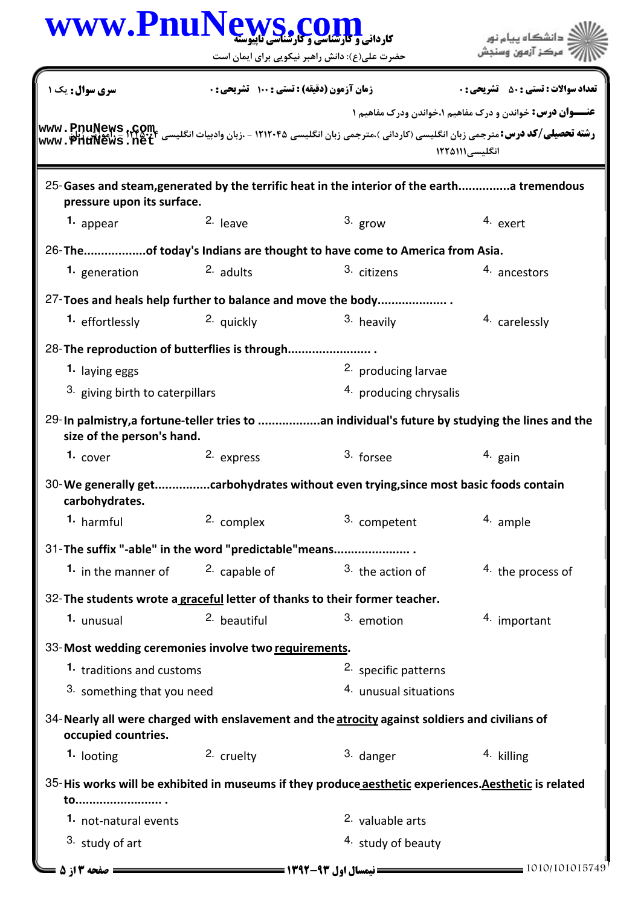سری سوال: یک ۱ | زمان آزمون (دقیقه) : تستی : ۱۰۰ تشریحی : ۰ | تعداد سوالات : تستی : ۵۰ تشریحی : ۰

**عنـــوان درس:** خواندن و درک مفاهیم ۱،خواندن ودرک مفاهیم ۱

**رشته تحصیلی/کد درس:** مترجمی زبان انگلیسی (کاردانی )،مترجمی زبان انگلیسی ۱۲۱۲۰۴۵ - ،زبان وادبیات انگلیسی ۱۲۲۵۰۰۴ - ،آموزش زبان انگلیسی۱۲۲۵۱۱۱

25- Gases and steam,generated by the terrific heat in the interior of the earth...............a tremendous pressure upon its surface.

1. appear
2. leave
3. grow
4. exert

26- The..................of today's Indians are thought to have come to America from Asia.

1. generation
2. adults
3. citizens
4. ancestors

27- Toes and heals help further to balance and move the body.................... .

1. effortlessly
2. quickly
3. heavily
4. carelessly

28- The reproduction of butterflies is through........................ .

1. laying eggs
2. producing larvae
3. giving birth to caterpillars
4. producing chrysalis

29- In palmistry,a fortune-teller tries to ..................an individual's future by studying the lines and the size of the person's hand.

1. cover
2. express
3. forsee
4. gain

30- We generally get................carbohydrates without even trying,since most basic foods contain carbohydrates.

1. harmful
2. complex
3. competent
4. ample

31- The suffix "-able" in the word "predictable"means...................... .

1. in the manner of
2. capable of
3. the action of
4. the process of

32- The students wrote a graceful letter of thanks to their former teacher.

1. unusual
2. beautiful
3. emotion
4. important

33- Most wedding ceremonies involve two requirements.

1. traditions and customs
2. specific patterns
3. something that you need
4. unusual situations

34- Nearly all were charged with enslavement and the atrocity against soldiers and civilians of occupied countries.

1. looting
2. cruelty
3. danger
4. killing

35- His works will be exhibited in museums if they produce aesthetic experiences.Aesthetic is related to......................... .

1. not-natural events
2. valuable arts
3. study of art
4. study of beauty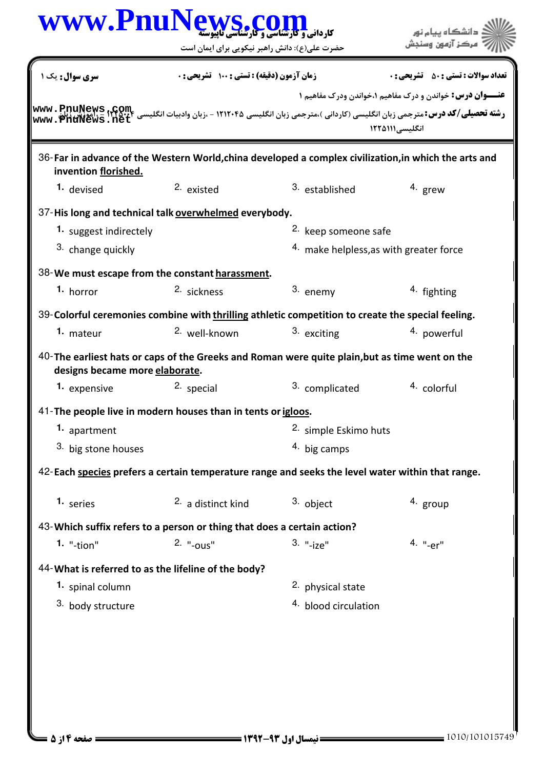36- **Far in advance of the Western World,china developed a complex civilization,in which the arts and invention florished.**

1. devised
2. existed
3. established
4. grew

37- **His long and technical talk overwhelmed everybody.**

1. suggest indirectely
2. keep someone safe
3. change quickly
4. make helpless,as with greater force

38- **We must escape from the constant harassment.**

1. horror
2. sickness
3. enemy
4. fighting

39- **Colorful ceremonies combine with thrilling athletic competition to create the special feeling.**

1. mateur
2. well-known
3. exciting
4. powerful

40- **The earliest hats or caps of the Greeks and Roman were quite plain,but as time went on the designs became more elaborate.**

1. expensive
2. special
3. complicated
4. colorful

41- **The people live in modern houses than in tents or igloos.**

1. apartment
2. simple Eskimo huts
3. big stone houses
4. big camps

42- **Each species prefers a certain temperature range and seeks the level water within that range.**

1. series
2. a distinct kind
3. object
4. group

43- **Which suffix refers to a person or thing that does a certain action?**

1. "-tion"
2. "-ous"
3. "-ize"
4. "-er"

44- **What is referred to as the lifeline of the body?**

1. spinal column
2. physical state
3. body structure
4. blood circulation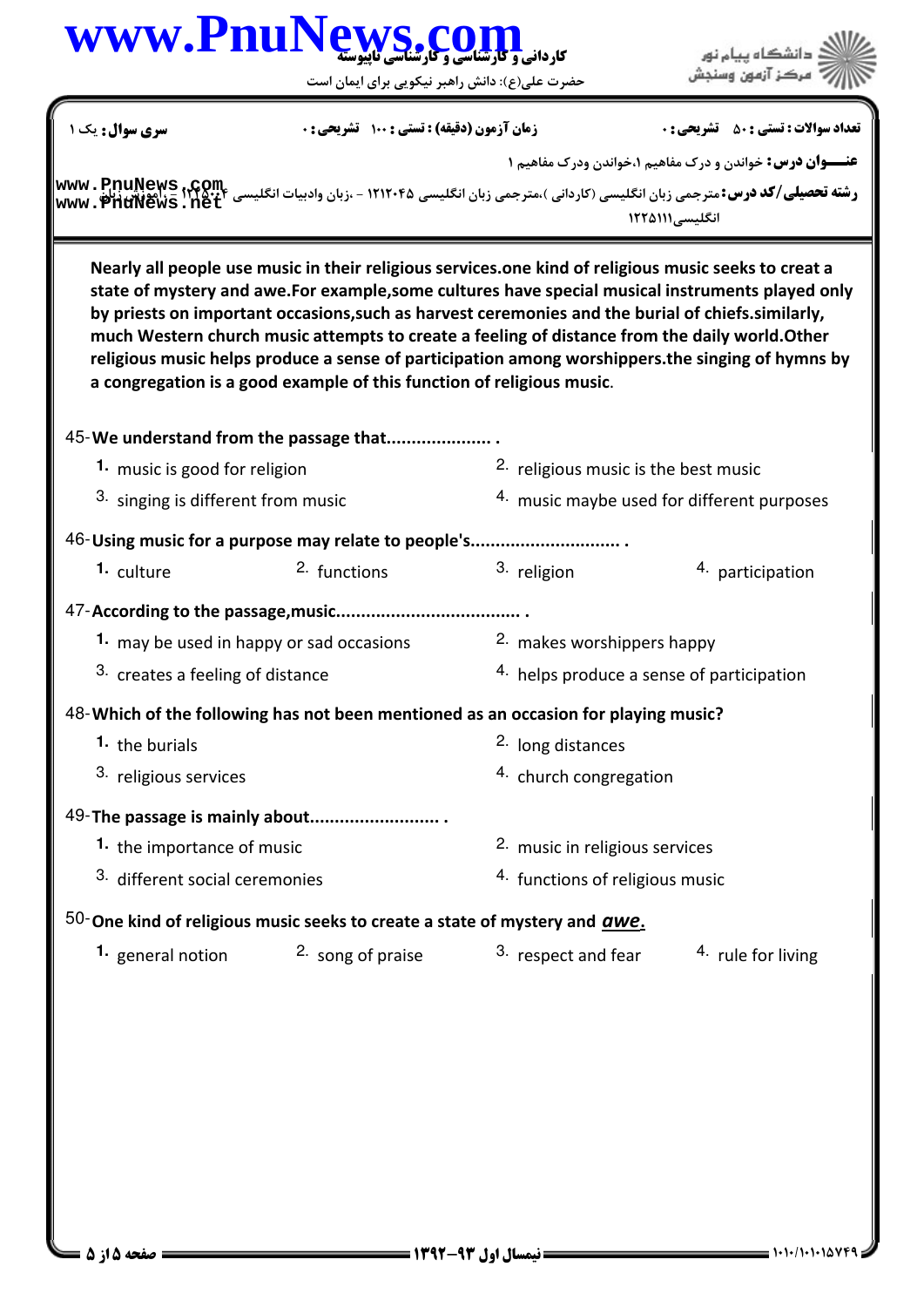Nearly all people use music in their religious services.one kind of religious music seeks to creat a state of mystery and awe.For example,some cultures have special musical instruments played only by priests on important occasions,such as harvest ceremonies and the burial of chiefs.similarly, much Western church music attempts to create a feeling of distance from the daily world.Other religious music helps produce a sense of participation among worshippers.the singing of hymns by a congregation is a good example of this function of religious music.

45- **We understand from the passage that.................... .**

1. music is good for religion
2. religious music is the best music
3. singing is different from music
4. music maybe used for different purposes

46- **Using music for a purpose may relate to people's............................. .**

1. culture
2. functions
3. religion
4. participation

47- **According to the passage,music.................................... .**

1. may be used in happy or sad occasions
2. makes worshippers happy
3. creates a feeling of distance
4. helps produce a sense of participation

48- **Which of the following has not been mentioned as an occasion for playing music?**

1. the burials
2. long distances
3. religious services
4. church congregation

49- **The passage is mainly about......................... .**

1. the importance of music
2. music in religious services
3. different social ceremonies
4. functions of religious music

50- **One kind of religious music seeks to create a state of mystery and *awe*.**

1. general notion
2. song of praise
3. respect and fear
4. rule for living